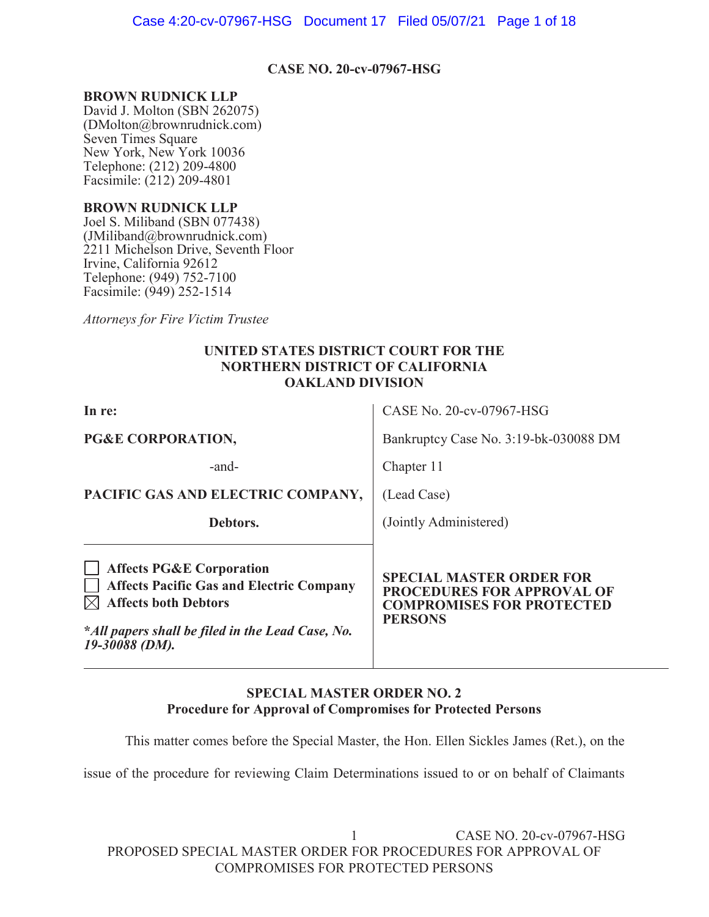**CASE NO. 20-cv-07967-HSG**

**BROWN RUDNICK LLP**
David J. Molton (SBN 262075)
(DMolton@brownrudnick.com)
Seven Times Square
New York, New York 10036
Telephone: (212) 209-4800
Facsimile: (212) 209-4801

**BROWN RUDNICK LLP**
Joel S. Miliband (SBN 077438)
(JMiliband@brownrudnick.com)
2211 Michelson Drive, Seventh Floor
Irvine, California 92612
Telephone: (949) 752-7100
Facsimile: (949) 252-1514

*Attorneys for Fire Victim Trustee*

**UNITED STATES DISTRICT COURT FOR THE NORTHERN DISTRICT OF CALIFORNIA OAKLAND DIVISION**

| | |
|---|---|
| **In re:** | CASE No. 20-cv-07967-HSG |
| **PG&E CORPORATION,** | Bankruptcy Case No. 3:19-bk-030088 DM |
| -and- | Chapter 11 |
| **PACIFIC GAS AND ELECTRIC COMPANY,** | (Lead Case) |
| **Debtors.** | (Jointly Administered) |
| ☐ **Affects PG&E Corporation**<br>☐ **Affects Pacific Gas and Electric Company**<br>☒ **Affects both Debtors**<br><br>***All papers shall be filed in the Lead Case, No. 19-30088 (DM).** | **SPECIAL MASTER ORDER FOR PROCEDURES FOR APPROVAL OF COMPROMISES FOR PROTECTED PERSONS** |

**SPECIAL MASTER ORDER NO. 2**
**Procedure for Approval of Compromises for Protected Persons**

This matter comes before the Special Master, the Hon. Ellen Sickles James (Ret.), on the issue of the procedure for reviewing Claim Determinations issued to or on behalf of Claimants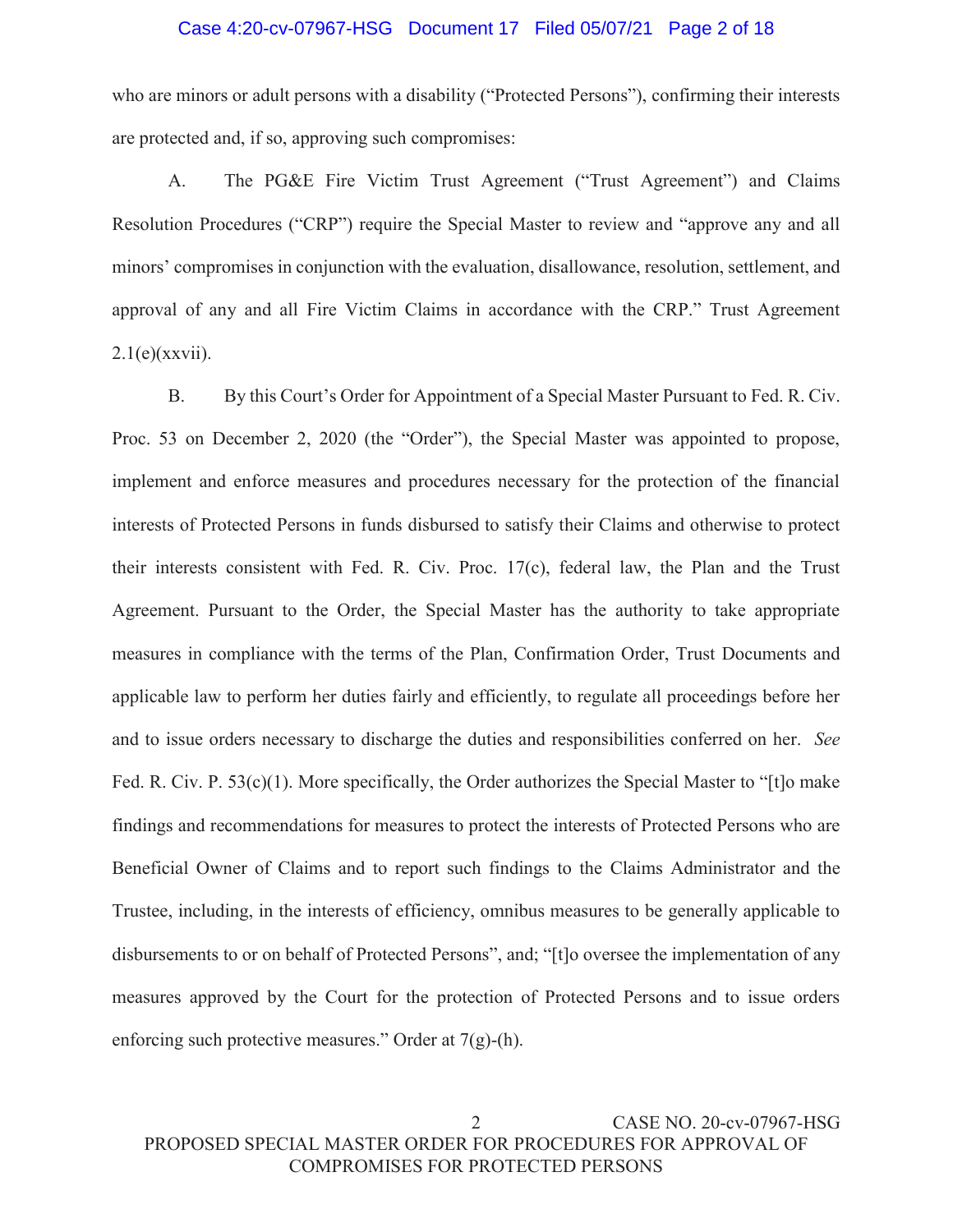who are minors or adult persons with a disability ("Protected Persons"), confirming their interests are protected and, if so, approving such compromises:

A. The PG&E Fire Victim Trust Agreement ("Trust Agreement") and Claims Resolution Procedures ("CRP") require the Special Master to review and "approve any and all minors' compromises in conjunction with the evaluation, disallowance, resolution, settlement, and approval of any and all Fire Victim Claims in accordance with the CRP." Trust Agreement 2.1(e)(xxvii).

B. By this Court's Order for Appointment of a Special Master Pursuant to Fed. R. Civ. Proc. 53 on December 2, 2020 (the "Order"), the Special Master was appointed to propose, implement and enforce measures and procedures necessary for the protection of the financial interests of Protected Persons in funds disbursed to satisfy their Claims and otherwise to protect their interests consistent with Fed. R. Civ. Proc. 17(c), federal law, the Plan and the Trust Agreement. Pursuant to the Order, the Special Master has the authority to take appropriate measures in compliance with the terms of the Plan, Confirmation Order, Trust Documents and applicable law to perform her duties fairly and efficiently, to regulate all proceedings before her and to issue orders necessary to discharge the duties and responsibilities conferred on her. *See* Fed. R. Civ. P. 53(c)(1). More specifically, the Order authorizes the Special Master to "[t]o make findings and recommendations for measures to protect the interests of Protected Persons who are Beneficial Owner of Claims and to report such findings to the Claims Administrator and the Trustee, including, in the interests of efficiency, omnibus measures to be generally applicable to disbursements to or on behalf of Protected Persons", and; "[t]o oversee the implementation of any measures approved by the Court for the protection of Protected Persons and to issue orders enforcing such protective measures." Order at 7(g)-(h).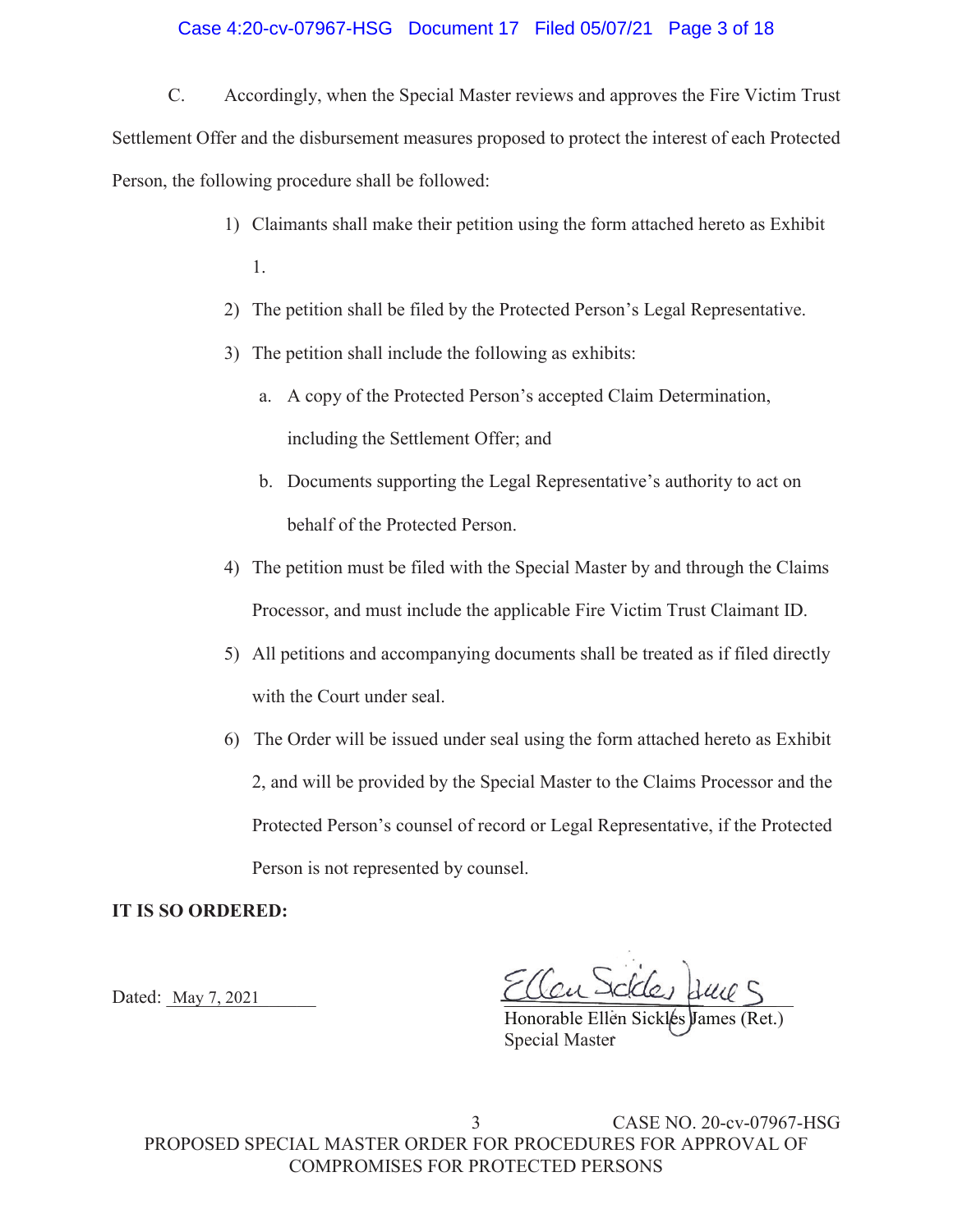C. Accordingly, when the Special Master reviews and approves the Fire Victim Trust Settlement Offer and the disbursement measures proposed to protect the interest of each Protected Person, the following procedure shall be followed:

1) Claimants shall make their petition using the form attached hereto as Exhibit 1.
2) The petition shall be filed by the Protected Person's Legal Representative.
3) The petition shall include the following as exhibits:
   a. A copy of the Protected Person's accepted Claim Determination, including the Settlement Offer; and
   b. Documents supporting the Legal Representative's authority to act on behalf of the Protected Person.
4) The petition must be filed with the Special Master by and through the Claims Processor, and must include the applicable Fire Victim Trust Claimant ID.
5) All petitions and accompanying documents shall be treated as if filed directly with the Court under seal.
6) The Order will be issued under seal using the form attached hereto as Exhibit 2, and will be provided by the Special Master to the Claims Processor and the Protected Person's counsel of record or Legal Representative, if the Protected Person is not represented by counsel.

**IT IS SO ORDERED:**

Dated: May 7, 2021

Honorable Ellen Sickles James (Ret.)
Special Master

CASE NO. 20-cv-07967-HSG
PROPOSED SPECIAL MASTER ORDER FOR PROCEDURES FOR APPROVAL OF COMPROMISES FOR PROTECTED PERSONS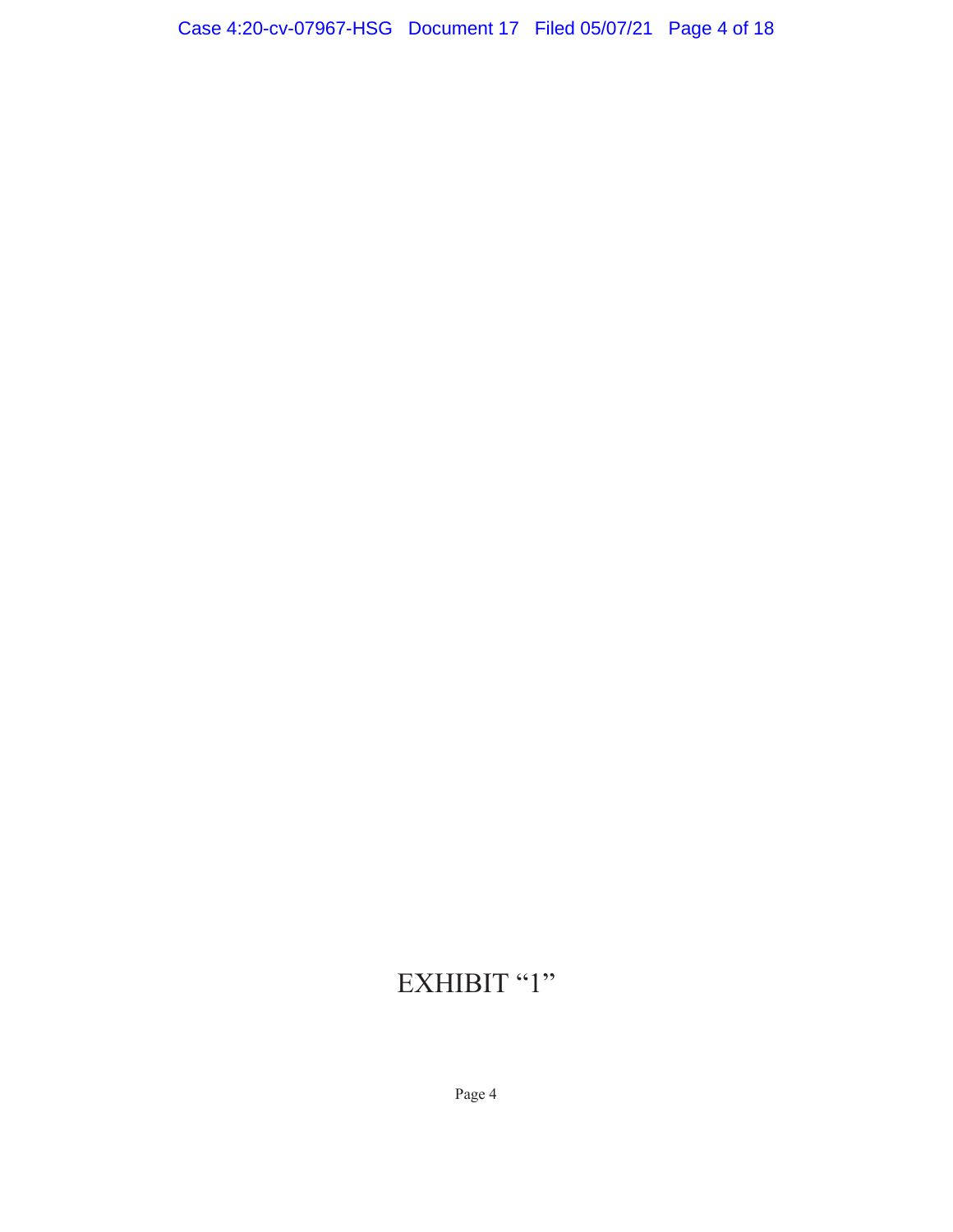EXHIBIT “1”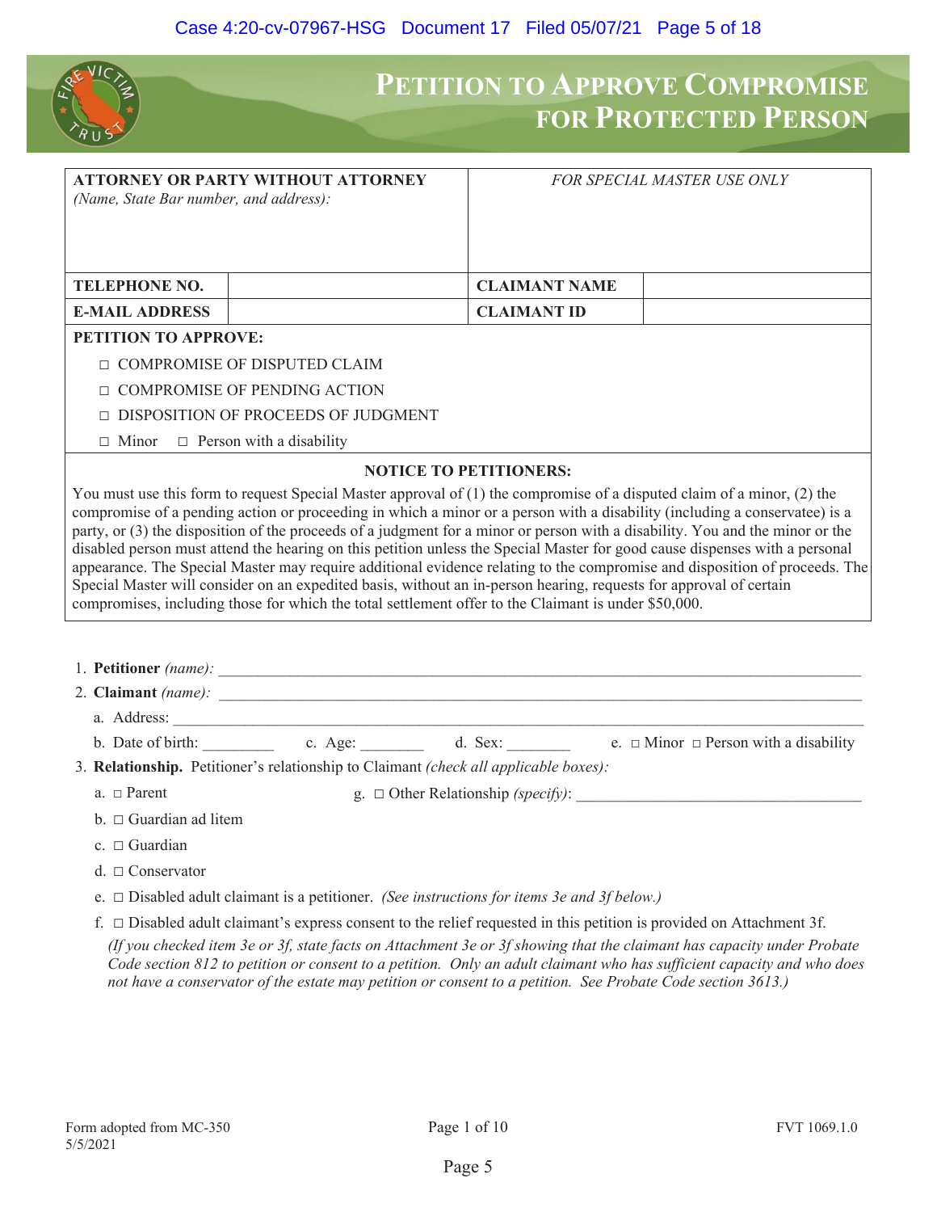# PETITION TO APPROVE COMPROMISE FOR PROTECTED PERSON

| **ATTORNEY OR PARTY WITHOUT ATTORNEY** *(Name, State Bar number, and address):* | | *FOR SPECIAL MASTER USE ONLY* | |
|---|---|---|---|
| **TELEPHONE NO.** | | **CLAIMANT NAME** | |
| **E-MAIL ADDRESS** | | **CLAIMANT ID** | |

**PETITION TO APPROVE:**

- □ COMPROMISE OF DISPUTED CLAIM
- □ COMPROMISE OF PENDING ACTION
- □ DISPOSITION OF PROCEEDS OF JUDGMENT
- □ Minor □ Person with a disability

**NOTICE TO PETITIONERS:**

You must use this form to request Special Master approval of (1) the compromise of a disputed claim of a minor, (2) the compromise of a pending action or proceeding in which a minor or a person with a disability (including a conservatee) is a party, or (3) the disposition of the proceeds of a judgment for a minor or person with a disability. You and the minor or the disabled person must attend the hearing on this petition unless the Special Master for good cause dispenses with a personal appearance. The Special Master may require additional evidence relating to the compromise and disposition of proceeds. The Special Master will consider on an expedited basis, without an in-person hearing, requests for approval of certain compromises, including those for which the total settlement offer to the Claimant is under $50,000.

1. **Petitioner** *(name):* ______________________________
2. **Claimant** *(name):* ______________________________
   a. Address: ______________________________
   b. Date of birth: _________ c. Age: ________ d. Sex: ________ e. □ Minor □ Person with a disability
3. **Relationship.** Petitioner's relationship to Claimant *(check all applicable boxes)*:
   a. □ Parent
   b. □ Guardian ad litem
   c. □ Guardian
   d. □ Conservator
   e. □ Disabled adult claimant is a petitioner. *(See instructions for items 3e and 3f below.)*
   f. □ Disabled adult claimant's express consent to the relief requested in this petition is provided on Attachment 3f.
   *(If you checked item 3e or 3f, state facts on Attachment 3e or 3f showing that the claimant has capacity under Probate Code section 812 to petition or consent to a petition. Only an adult claimant who has sufficient capacity and who does not have a conservator of the estate may petition or consent to a petition. See Probate Code section 3613.)*
   g. □ Other Relationship *(specify)*: ______________________________

Form adopted from MC-350
5/5/2021

FVT 1069.1.0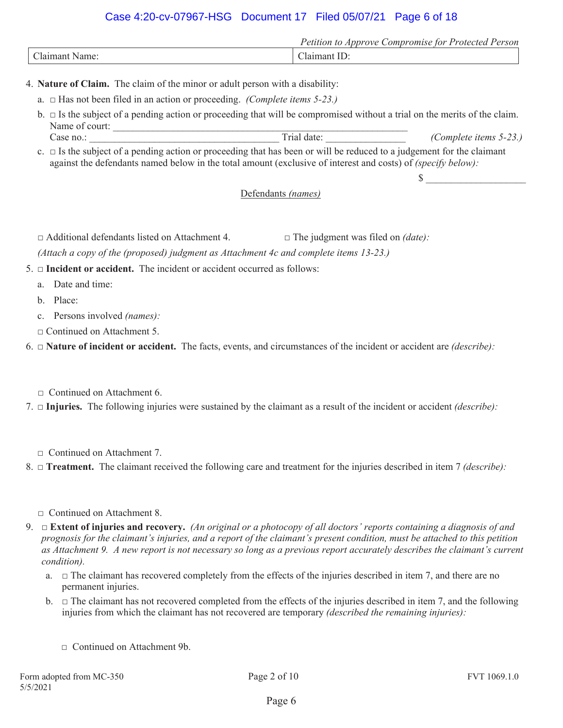*Petition to Approve Compromise for Protected Person*

| Claimant Name: | Claimant ID: |
| --- | --- |

4. **Nature of Claim.** The claim of the minor or adult person with a disability:

   a. □ Has not been filed in an action or proceeding. *(Complete items 5-23.)*

   b. □ Is the subject of a pending action or proceeding that will be compromised without a trial on the merits of the claim.
   Name of court: ____________________________________________________________
   Case no.: ________________________________________ Trial date: ________________ *(Complete items 5-23.)*

   c. □ Is the subject of a pending action or proceeding that has been or will be reduced to a judgement for the claimant against the defendants named below in the total amount (exclusive of interest and costs) of *(specify below):*

   $ ____________________

   Defendants *(names)*

   □ Additional defendants listed on Attachment 4. □ The judgment was filed on *(date):*

   *(Attach a copy of the (proposed) judgment as Attachment 4c and complete items 13-23.)*

5. □ **Incident or accident.** The incident or accident occurred as follows:

   a. Date and time:

   b. Place:

   c. Persons involved *(names):*

   □ Continued on Attachment 5.

6. □ **Nature of incident or accident.** The facts, events, and circumstances of the incident or accident are *(describe):*

   □ Continued on Attachment 6.

7. □ **Injuries.** The following injuries were sustained by the claimant as a result of the incident or accident *(describe):*

   □ Continued on Attachment 7.

8. □ **Treatment.** The claimant received the following care and treatment for the injuries described in item 7 *(describe):*

   □ Continued on Attachment 8.

9. □ **Extent of injuries and recovery.** *(An original or a photocopy of all doctors' reports containing a diagnosis of and prognosis for the claimant's injuries, and a report of the claimant's present condition, must be attached to this petition as Attachment 9. A new report is not necessary so long as a previous report accurately describes the claimant's current condition).*

   a. □ The claimant has recovered completely from the effects of the injuries described in item 7, and there are no permanent injuries.

   b. □ The claimant has not recovered completed from the effects of the injuries described in item 7, and the following injuries from which the claimant has not recovered are temporary *(described the remaining injuries):*

   □ Continued on Attachment 9b.

Form adopted from MC-350
5/5/2021

FVT 1069.1.0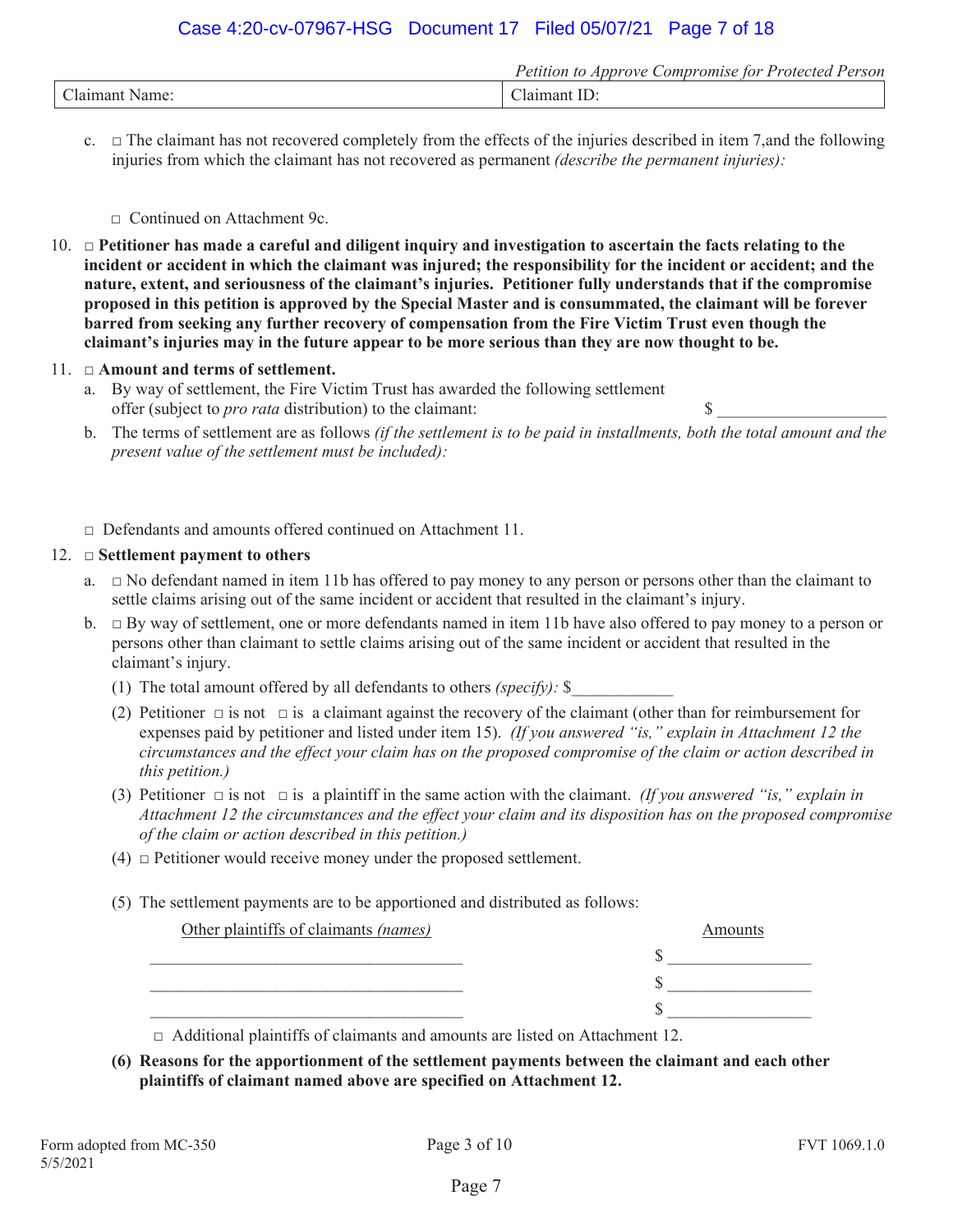*Petition to Approve Compromise for Protected Person*

| Claimant Name: | Claimant ID: |
|---|---|

c. □ The claimant has not recovered completely from the effects of the injuries described in item 7,and the following injuries from which the claimant has not recovered as permanent *(describe the permanent injuries):*

□ Continued on Attachment 9c.

10. □ **Petitioner has made a careful and diligent inquiry and investigation to ascertain the facts relating to the incident or accident in which the claimant was injured; the responsibility for the incident or accident; and the nature, extent, and seriousness of the claimant's injuries. Petitioner fully understands that if the compromise proposed in this petition is approved by the Special Master and is consummated, the claimant will be forever barred from seeking any further recovery of compensation from the Fire Victim Trust even though the claimant's injuries may in the future appear to be more serious than they are now thought to be.**

11. □ **Amount and terms of settlement.**

a. By way of settlement, the Fire Victim Trust has awarded the following settlement offer (subject to *pro rata* distribution) to the claimant: $ ____________________

b. The terms of settlement are as follows *(if the settlement is to be paid in installments, both the total amount and the present value of the settlement must be included):*

□ Defendants and amounts offered continued on Attachment 11.

12. □ **Settlement payment to others**

a. □ No defendant named in item 11b has offered to pay money to any person or persons other than the claimant to settle claims arising out of the same incident or accident that resulted in the claimant's injury.

b. □ By way of settlement, one or more defendants named in item 11b have also offered to pay money to a person or persons other than claimant to settle claims arising out of the same incident or accident that resulted in the claimant's injury.

(1) The total amount offered by all defendants to others *(specify):* $____________

(2) Petitioner □ is not □ is a claimant against the recovery of the claimant (other than for reimbursement for expenses paid by petitioner and listed under item 15). *(If you answered "is," explain in Attachment 12 the circumstances and the effect your claim has on the proposed compromise of the claim or action described in this petition.)*

(3) Petitioner □ is not □ is a plaintiff in the same action with the claimant. *(If you answered "is," explain in Attachment 12 the circumstances and the effect your claim and its disposition has on the proposed compromise of the claim or action described in this petition.)*

(4) □ Petitioner would receive money under the proposed settlement.

(5) The settlement payments are to be apportioned and distributed as follows:

| Other plaintiffs of claimants *(names)* | Amounts |
|---|---|
| ____________________________________ | $ ________________ |
| ____________________________________ | $ ________________ |
| ____________________________________ | $ ________________ |

□ Additional plaintiffs of claimants and amounts are listed on Attachment 12.

**(6) Reasons for the apportionment of the settlement payments between the claimant and each other plaintiffs of claimant named above are specified on Attachment 12.**

Form adopted from MC-350
5/5/2021

FVT 1069.1.0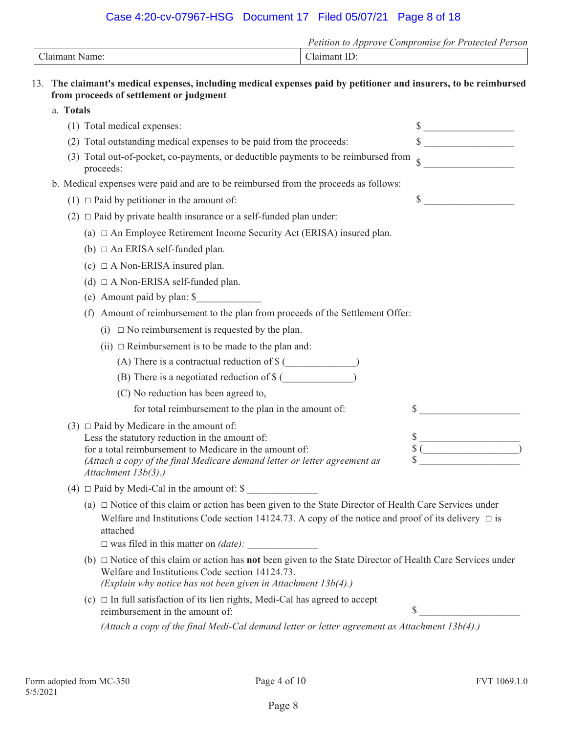*Petition to Approve Compromise for Protected Person*

| Claimant Name: | Claimant ID: |
|---|---|

13. **The claimant's medical expenses, including medical expenses paid by petitioner and insurers, to be reimbursed from proceeds of settlement or judgment**

   a. **Totals**

      (1) Total medical expenses: $ ___________________

      (2) Total outstanding medical expenses to be paid from the proceeds: $ ___________________

      (3) Total out-of-pocket, co-payments, or deductible payments to be reimbursed from proceeds: $ ___________________

   b. Medical expenses were paid and are to be reimbursed from the proceeds as follows:

      (1) □ Paid by petitioner in the amount of: $ ___________________

      (2) □ Paid by private health insurance or a self-funded plan under:

         (a) □ An Employee Retirement Income Security Act (ERISA) insured plan.

         (b) □ An ERISA self-funded plan.

         (c) □ A Non-ERISA insured plan.

         (d) □ A Non-ERISA self-funded plan.

         (e) Amount paid by plan: $_____________

         (f) Amount of reimbursement to the plan from proceeds of the Settlement Offer:

            (i) □ No reimbursement is requested by the plan.

            (ii) □ Reimbursement is to be made to the plan and:

               (A) There is a contractual reduction of $ (______________)

               (B) There is a negotiated reduction of $ (______________)

               (C) No reduction has been agreed to,

               for total reimbursement to the plan in the amount of: $ ____________________

      (3) □ Paid by Medicare in the amount of: $ ____________________
      Less the statutory reduction in the amount of: $ (____________________)
      for a total reimbursement to Medicare in the amount of: $ ____________________
      *(Attach a copy of the final Medicare demand letter or letter agreement as Attachment 13b(3).)*

      (4) □ Paid by Medi-Cal in the amount of: $ ______________

         (a) □ Notice of this claim or action has been given to the State Director of Health Care Services under Welfare and Institutions Code section 14124.73. A copy of the notice and proof of its delivery □ is attached
         □ was filed in this matter on *(date):* ______________

         (b) □ Notice of this claim or action has **not** been given to the State Director of Health Care Services under Welfare and Institutions Code section 14124.73.
         *(Explain why notice has not been given in Attachment 13b(4).)*

         (c) □ In full satisfaction of its lien rights, Medi-Cal has agreed to accept reimbursement in the amount of: $ ____________________
         *(Attach a copy of the final Medi-Cal demand letter or letter agreement as Attachment 13b(4).)*

Form adopted from MC-350
5/5/2021

FVT 1069.1.0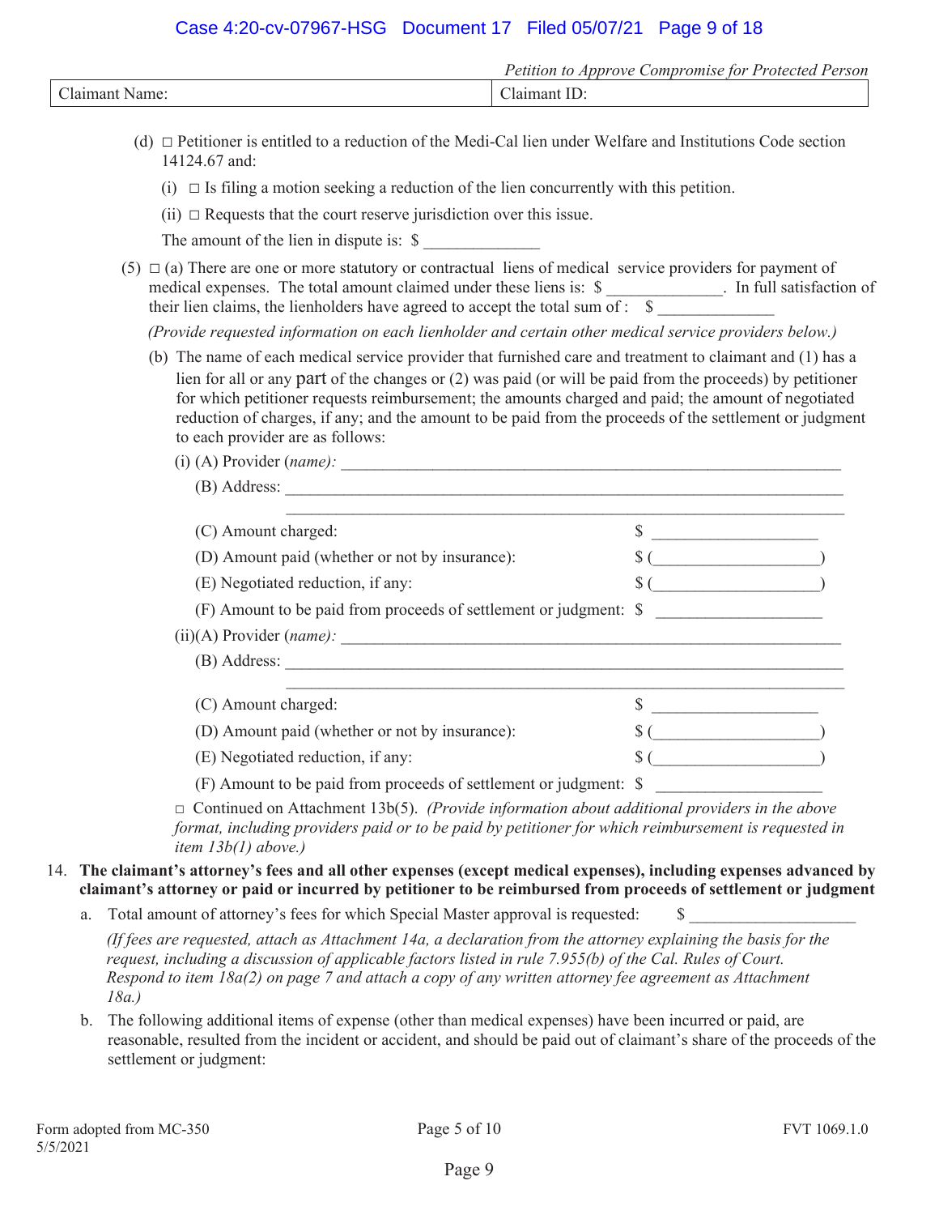*Petition to Approve Compromise for Protected Person*

| Claimant Name: | Claimant ID: |
|---|---|

(d) □ Petitioner is entitled to a reduction of the Medi-Cal lien under Welfare and Institutions Code section 14124.67 and:

(i) □ Is filing a motion seeking a reduction of the lien concurrently with this petition.

(ii) □ Requests that the court reserve jurisdiction over this issue.

The amount of the lien in dispute is: $ ______________

(5) □ (a) There are one or more statutory or contractual liens of medical service providers for payment of medical expenses. The total amount claimed under these liens is: $ ______________. In full satisfaction of their lien claims, the lienholders have agreed to accept the total sum of : $ ______________

*(Provide requested information on each lienholder and certain other medical service providers below.)*

(b) The name of each medical service provider that furnished care and treatment to claimant and (1) has a lien for all or any part of the changes or (2) was paid (or will be paid from the proceeds) by petitioner for which petitioner requests reimbursement; the amounts charged and paid; the amount of negotiated reduction of charges, if any; and the amount to be paid from the proceeds of the settlement or judgment to each provider are as follows:

(i) (A) Provider (*name*): ______________________________________________

(B) Address: ______________________________________________

______________________________________________

(C) Amount charged: $ ____________________

(D) Amount paid (whether or not by insurance): $ (____________________)

(E) Negotiated reduction, if any: $ (____________________)

(F) Amount to be paid from proceeds of settlement or judgment: $ ____________________

(ii)(A) Provider (*name*): ______________________________________________

(B) Address: ______________________________________________

______________________________________________

(C) Amount charged: $ ____________________

(D) Amount paid (whether or not by insurance): $ (____________________)

(E) Negotiated reduction, if any: $ (____________________)

(F) Amount to be paid from proceeds of settlement or judgment: $ ____________________

□ Continued on Attachment 13b(5). *(Provide information about additional providers in the above format, including providers paid or to be paid by petitioner for which reimbursement is requested in item 13b(1) above.)*

14. **The claimant's attorney's fees and all other expenses (except medical expenses), including expenses advanced by claimant's attorney or paid or incurred by petitioner to be reimbursed from proceeds of settlement or judgment**

a. Total amount of attorney's fees for which Special Master approval is requested: $ ____________________

*(If fees are requested, attach as Attachment 14a, a declaration from the attorney explaining the basis for the request, including a discussion of applicable factors listed in rule 7.955(b) of the Cal. Rules of Court. Respond to item 18a(2) on page 7 and attach a copy of any written attorney fee agreement as Attachment 18a.)*

b. The following additional items of expense (other than medical expenses) have been incurred or paid, are reasonable, resulted from the incident or accident, and should be paid out of claimant's share of the proceeds of the settlement or judgment:

Form adopted from MC-350
5/5/2021

FVT 1069.1.0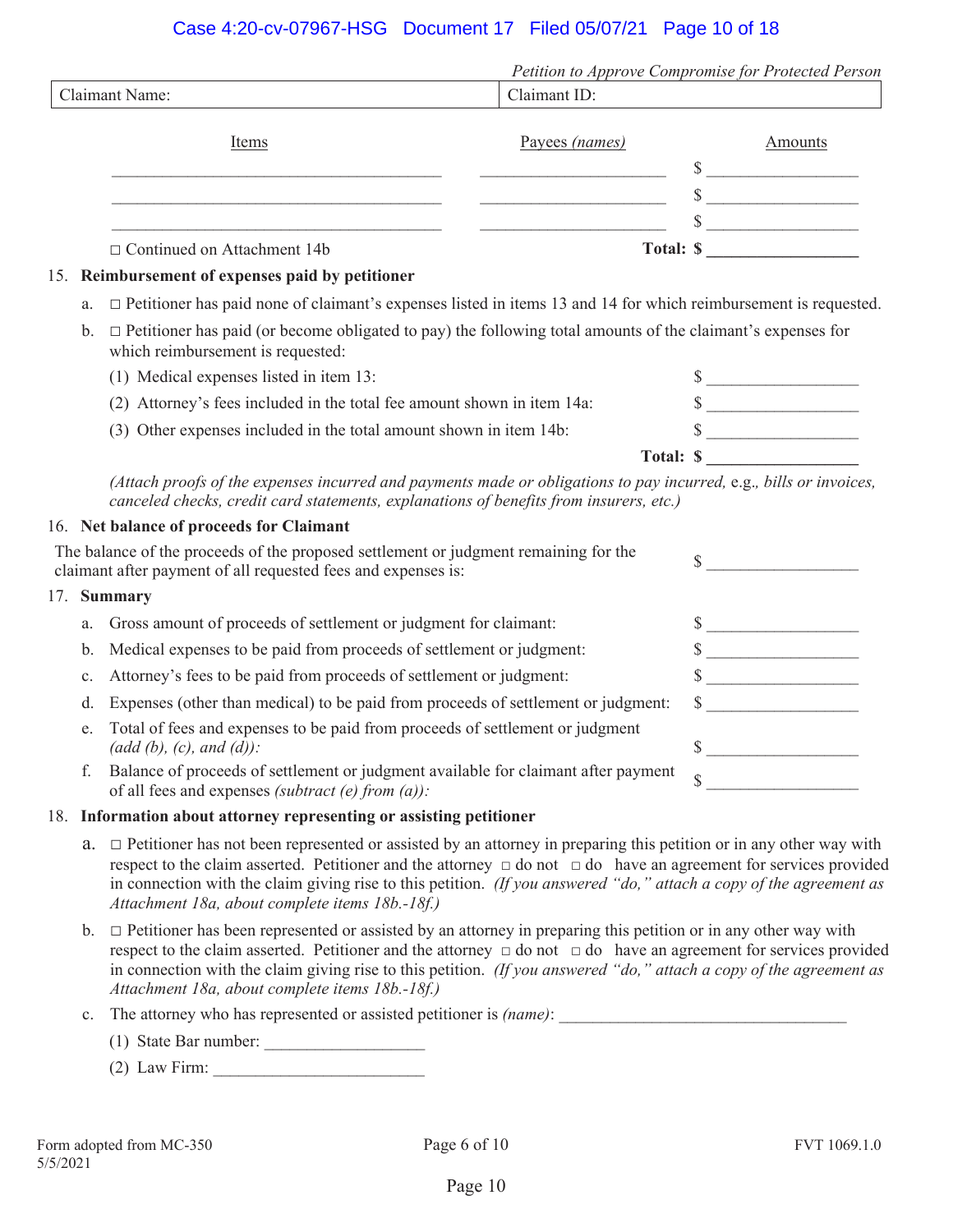*Petition to Approve Compromise for Protected Person*

| Claimant Name: | Claimant ID: |
|---|---|

| Items | Payees *(names)* | Amounts |
|---|---|---|
| ______________________ | ______________ | $ __________ |
| ______________________ | ______________ | $ __________ |
| ______________________ | ______________ | $ __________ |

☐ Continued on Attachment 14b **Total: $ __________**

15. **Reimbursement of expenses paid by petitioner**

   a. ☐ Petitioner has paid none of claimant's expenses listed in items 13 and 14 for which reimbursement is requested.

   b. ☐ Petitioner has paid (or become obligated to pay) the following total amounts of the claimant's expenses for which reimbursement is requested:

      (1) Medical expenses listed in item 13: $ __________

      (2) Attorney's fees included in the total fee amount shown in item 14a: $ __________

      (3) Other expenses included in the total amount shown in item 14b: $ __________

      **Total: $ __________**

   *(Attach proofs of the expenses incurred and payments made or obligations to pay incurred,* e.g.*, bills or invoices, canceled checks, credit card statements, explanations of benefits from insurers, etc.)*

16. **Net balance of proceeds for Claimant**

The balance of the proceeds of the proposed settlement or judgment remaining for the claimant after payment of all requested fees and expenses is: $ __________

17. **Summary**

   a. Gross amount of proceeds of settlement or judgment for claimant: $ __________

   b. Medical expenses to be paid from proceeds of settlement or judgment: $ __________

   c. Attorney's fees to be paid from proceeds of settlement or judgment: $ __________

   d. Expenses (other than medical) to be paid from proceeds of settlement or judgment: $ __________

   e. Total of fees and expenses to be paid from proceeds of settlement or judgment *(add (b), (c), and (d)):* $ __________

   f. Balance of proceeds of settlement or judgment available for claimant after payment of all fees and expenses *(subtract (e) from (a)):* $ __________

18. **Information about attorney representing or assisting petitioner**

   a. ☐ Petitioner has not been represented or assisted by an attorney in preparing this petition or in any other way with respect to the claim asserted. Petitioner and the attorney ☐ do not ☐ do have an agreement for services provided in connection with the claim giving rise to this petition. *(If you answered "do," attach a copy of the agreement as Attachment 18a, about complete items 18b.-18f.)*

   b. ☐ Petitioner has been represented or assisted by an attorney in preparing this petition or in any other way with respect to the claim asserted. Petitioner and the attorney ☐ do not ☐ do have an agreement for services provided in connection with the claim giving rise to this petition. *(If you answered "do," attach a copy of the agreement as Attachment 18a, about complete items 18b.-18f.)*

   c. The attorney who has represented or assisted petitioner is *(name)*: ______________________

      (1) State Bar number: ______________

      (2) Law Firm: ______________

Form adopted from MC-350
5/5/2021

FVT 1069.1.0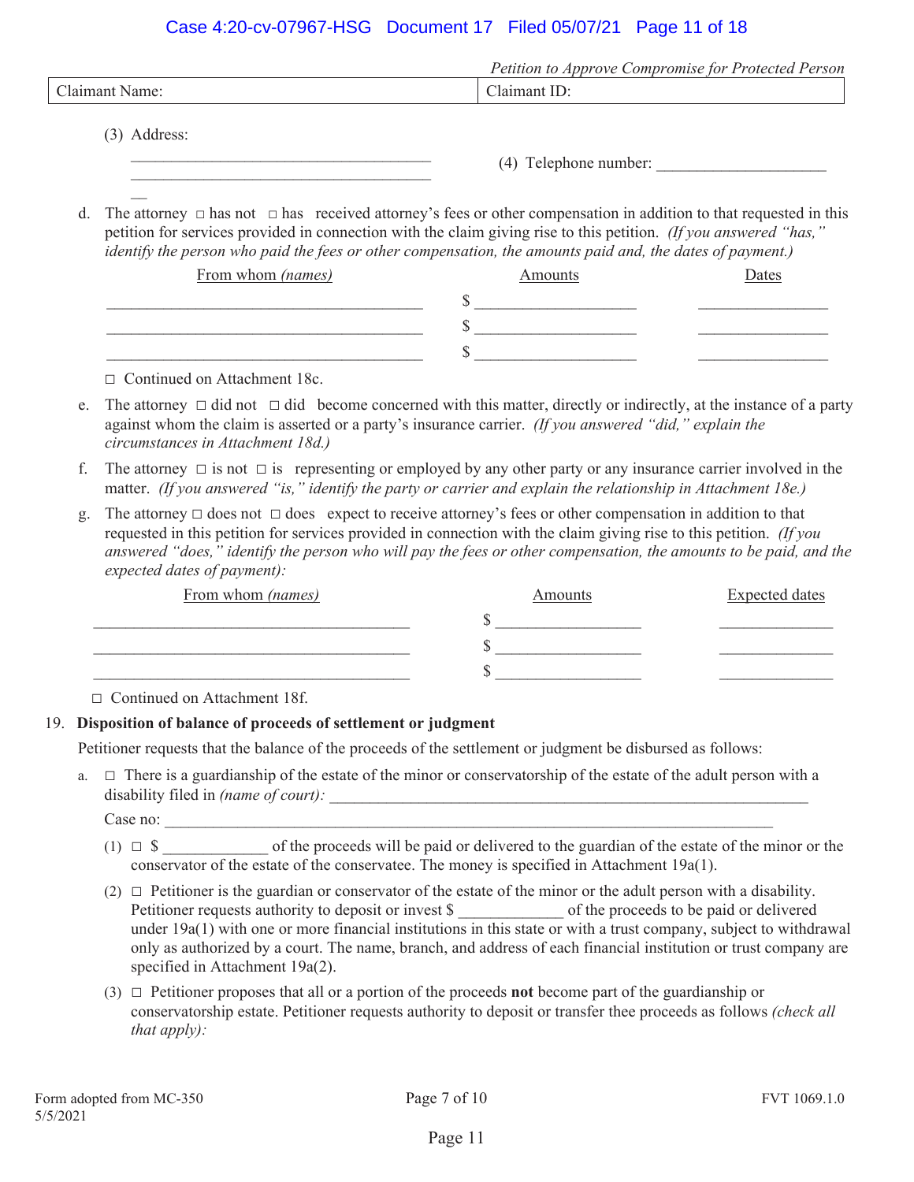*Petition to Approve Compromise for Protected Person*

| Claimant Name: | Claimant ID: |
|---|---|

(3) Address:

______________________________________
______________________________________
__

(4) Telephone number: ____________________

d. The attorney □ has not □ has received attorney's fees or other compensation in addition to that requested in this petition for services provided in connection with the claim giving rise to this petition. *(If you answered "has," identify the person who paid the fees or other compensation, the amounts paid and, the dates of payment.)*

| From whom *(names)* | Amounts | Dates |
|---|---|---|
| ______________________ | $ ____________ | __________ |
| ______________________ | $ ____________ | __________ |
| ______________________ | $ ____________ | __________ |

□ Continued on Attachment 18c.

e. The attorney □ did not □ did become concerned with this matter, directly or indirectly, at the instance of a party against whom the claim is asserted or a party's insurance carrier. *(If you answered "did," explain the circumstances in Attachment 18d.)*

f. The attorney □ is not □ is representing or employed by any other party or any insurance carrier involved in the matter. *(If you answered "is," identify the party or carrier and explain the relationship in Attachment 18e.)*

g. The attorney □ does not □ does expect to receive attorney's fees or other compensation in addition to that requested in this petition for services provided in connection with the claim giving rise to this petition. *(If you answered "does," identify the person who will pay the fees or other compensation, the amounts to be paid, and the expected dates of payment):*

| From whom *(names)* | Amounts | Expected dates |
|---|---|---|
| ______________________ | $ ____________ | __________ |
| ______________________ | $ ____________ | __________ |
| ______________________ | $ ____________ | __________ |

□ Continued on Attachment 18f.

19. **Disposition of balance of proceeds of settlement or judgment**

Petitioner requests that the balance of the proceeds of the settlement or judgment be disbursed as follows:

a. □ There is a guardianship of the estate of the minor or conservatorship of the estate of the adult person with a disability filed in *(name of court):* ______________________________________

Case no: ______________________________________________

(1) □ $ ____________ of the proceeds will be paid or delivered to the guardian of the estate of the minor or the conservator of the estate of the conservatee. The money is specified in Attachment 19a(1).

(2) □ Petitioner is the guardian or conservator of the estate of the minor or the adult person with a disability. Petitioner requests authority to deposit or invest $ ____________ of the proceeds to be paid or delivered under 19a(1) with one or more financial institutions in this state or with a trust company, subject to withdrawal only as authorized by a court. The name, branch, and address of each financial institution or trust company are specified in Attachment 19a(2).

(3) □ Petitioner proposes that all or a portion of the proceeds **not** become part of the guardianship or conservatorship estate. Petitioner requests authority to deposit or transfer thee proceeds as follows *(check all that apply):*

Form adopted from MC-350
5/5/2021

FVT 1069.1.0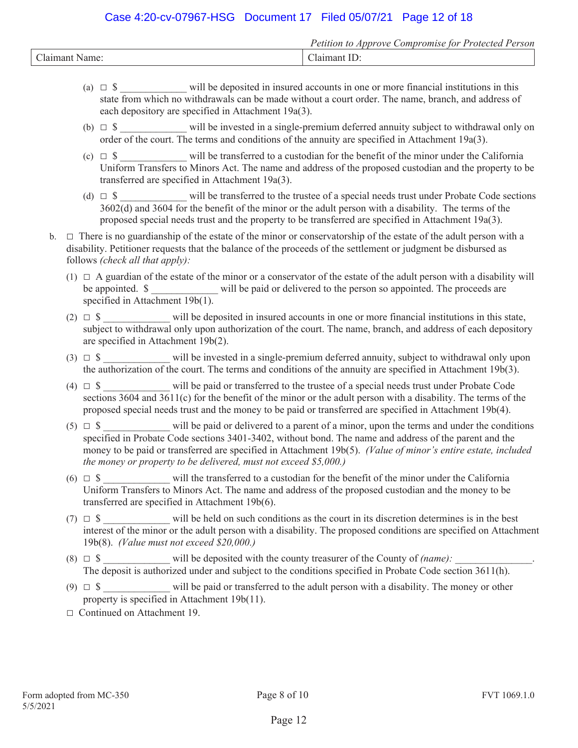*Petition to Approve Compromise for Protected Person*

| Claimant Name: | Claimant ID: |
|---|---|

(a) ☐ $ _____________ will be deposited in insured accounts in one or more financial institutions in this state from which no withdrawals can be made without a court order. The name, branch, and address of each depository are specified in Attachment 19a(3).

(b) ☐ $ _____________ will be invested in a single-premium deferred annuity subject to withdrawal only on order of the court. The terms and conditions of the annuity are specified in Attachment 19a(3).

(c) ☐ $ _____________ will be transferred to a custodian for the benefit of the minor under the California Uniform Transfers to Minors Act. The name and address of the proposed custodian and the property to be transferred are specified in Attachment 19a(3).

(d) ☐ $ _____________ will be transferred to the trustee of a special needs trust under Probate Code sections 3602(d) and 3604 for the benefit of the minor or the adult person with a disability. The terms of the proposed special needs trust and the property to be transferred are specified in Attachment 19a(3).

b. ☐ There is no guardianship of the estate of the minor or conservatorship of the estate of the adult person with a disability. Petitioner requests that the balance of the proceeds of the settlement or judgment be disbursed as follows *(check all that apply):*

(1) ☐ A guardian of the estate of the minor or a conservator of the estate of the adult person with a disability will be appointed. $ _____________ will be paid or delivered to the person so appointed. The proceeds are specified in Attachment 19b(1).

(2) ☐ $ _____________ will be deposited in insured accounts in one or more financial institutions in this state, subject to withdrawal only upon authorization of the court. The name, branch, and address of each depository are specified in Attachment 19b(2).

(3) ☐ $ _____________ will be invested in a single-premium deferred annuity, subject to withdrawal only upon the authorization of the court. The terms and conditions of the annuity are specified in Attachment 19b(3).

(4) ☐ $ _____________ will be paid or transferred to the trustee of a special needs trust under Probate Code sections 3604 and 3611(c) for the benefit of the minor or the adult person with a disability. The terms of the proposed special needs trust and the money to be paid or transferred are specified in Attachment 19b(4).

(5) ☐ $ _____________ will be paid or delivered to a parent of a minor, upon the terms and under the conditions specified in Probate Code sections 3401-3402, without bond. The name and address of the parent and the money to be paid or transferred are specified in Attachment 19b(5). *(Value of minor's entire estate, included the money or property to be delivered, must not exceed $5,000.)*

(6) ☐ $ _____________ will the transferred to a custodian for the benefit of the minor under the California Uniform Transfers to Minors Act. The name and address of the proposed custodian and the money to be transferred are specified in Attachment 19b(6).

(7) ☐ $ _____________ will be held on such conditions as the court in its discretion determines is in the best interest of the minor or the adult person with a disability. The proposed conditions are specified on Attachment 19b(8). *(Value must not exceed $20,000.)*

(8) ☐ $ _____________ will be deposited with the county treasurer of the County of *(name):* _______________. The deposit is authorized under and subject to the conditions specified in Probate Code section 3611(h).

(9) ☐ $ _____________ will be paid or transferred to the adult person with a disability. The money or other property is specified in Attachment 19b(11).

☐ Continued on Attachment 19.

Form adopted from MC-350
5/5/2021

FVT 1069.1.0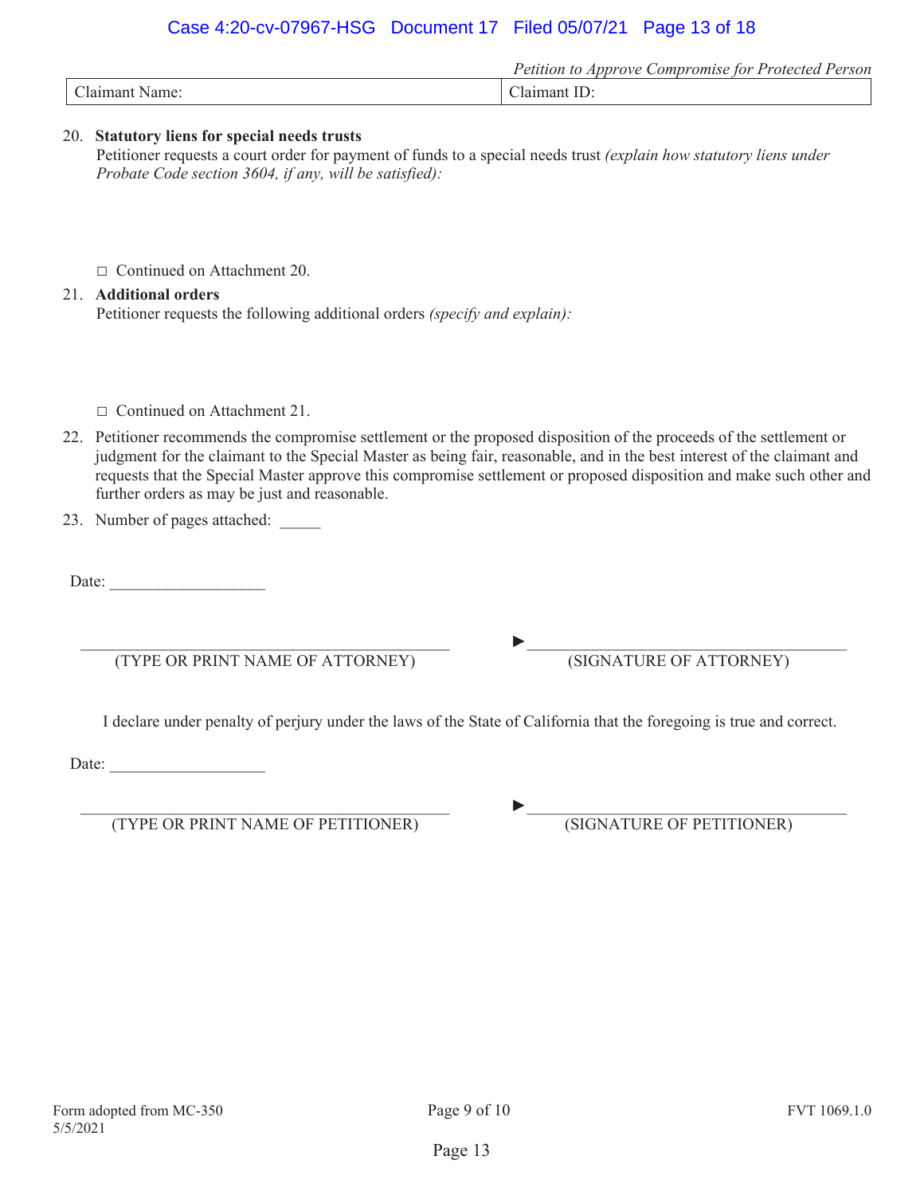*Petition to Approve Compromise for Protected Person*

| Claimant Name: | Claimant ID: |
|---|---|

20. **Statutory liens for special needs trusts**
    Petitioner requests a court order for payment of funds to a special needs trust *(explain how statutory liens under Probate Code section 3604, if any, will be satisfied):*

    ☐ Continued on Attachment 20.

21. **Additional orders**
    Petitioner requests the following additional orders *(specify and explain):*

    ☐ Continued on Attachment 21.

22. Petitioner recommends the compromise settlement or the proposed disposition of the proceeds of the settlement or judgment for the claimant to the Special Master as being fair, reasonable, and in the best interest of the claimant and requests that the Special Master approve this compromise settlement or proposed disposition and make such other and further orders as may be just and reasonable.

23. Number of pages attached: _____

Date: ___________________

_____________________________________________ ►____________________________________
(TYPE OR PRINT NAME OF ATTORNEY) (SIGNATURE OF ATTORNEY)

I declare under penalty of perjury under the laws of the State of California that the foregoing is true and correct.

Date: ___________________

_____________________________________________ ►____________________________________
(TYPE OR PRINT NAME OF PETITIONER) (SIGNATURE OF PETITIONER)

Form adopted from MC-350
5/5/2021

FVT 1069.1.0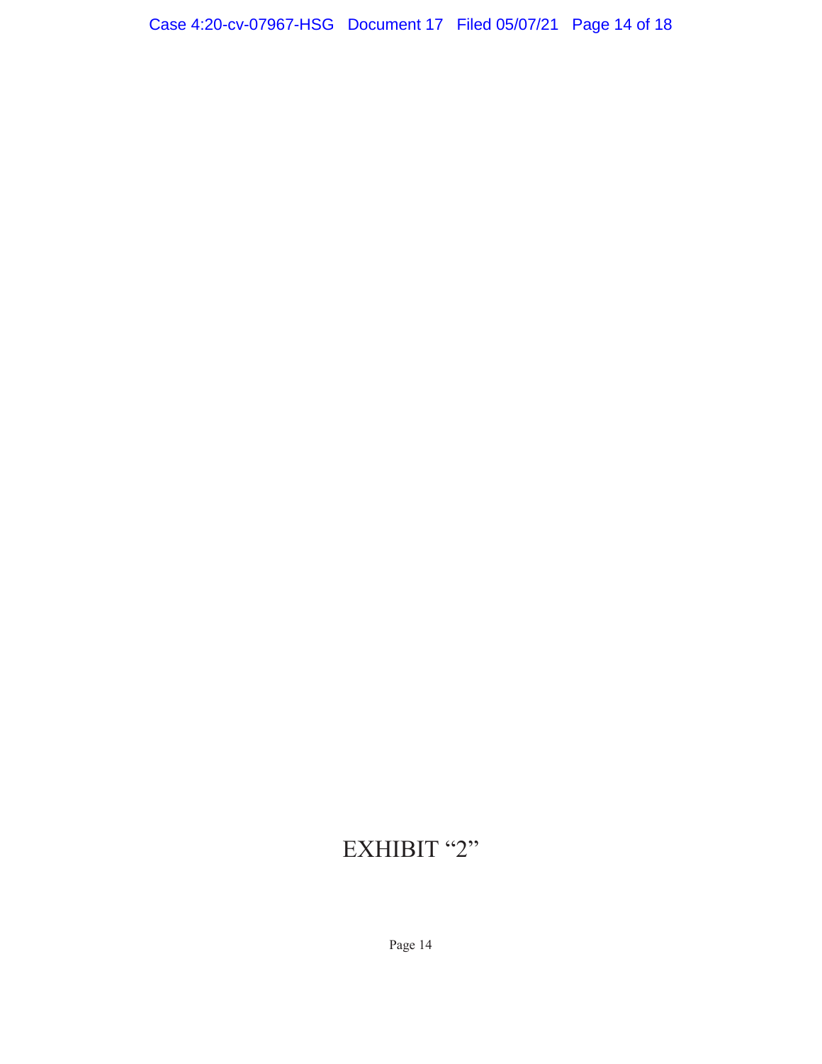EXHIBIT “2”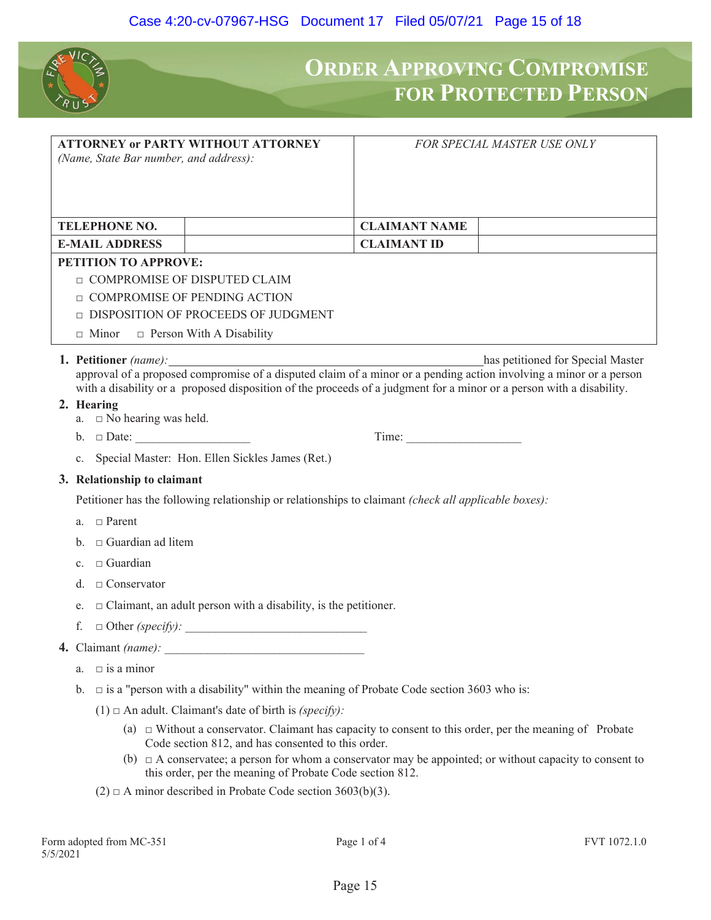# ORDER APPROVING COMPROMISE FOR PROTECTED PERSON

| ATTORNEY or PARTY WITHOUT ATTORNEY *(Name, State Bar number, and address):* | | *FOR SPECIAL MASTER USE ONLY* | |
|---|---|---|---|
| **TELEPHONE NO.** | | **CLAIMANT NAME** | |
| **E-MAIL ADDRESS** | | **CLAIMANT ID** | |

**PETITION TO APPROVE:**

□ COMPROMISE OF DISPUTED CLAIM

□ COMPROMISE OF PENDING ACTION

□ DISPOSITION OF PROCEEDS OF JUDGMENT

□ Minor  □ Person With A Disability

1. **Petitioner** *(name):*\_\_\_\_\_\_\_\_\_\_\_\_\_\_\_\_\_\_\_\_\_\_\_\_\_\_\_\_\_\_\_\_\_\_\_\_\_\_\_\_\_\_\_\_\_\_has petitioned for Special Master approval of a proposed compromise of a disputed claim of a minor or a pending action involving a minor or a person with a disability or a proposed disposition of the proceeds of a judgment for a minor or a person with a disability.

2. **Hearing**
   a. □ No hearing was held.
   b. □ Date: \_\_\_\_\_\_\_\_\_\_\_\_\_\_\_\_\_\_ Time: \_\_\_\_\_\_\_\_\_\_\_\_\_\_\_\_\_\_
   c. Special Master: Hon. Ellen Sickles James (Ret.)

3. **Relationship to claimant**

   Petitioner has the following relationship or relationships to claimant *(check all applicable boxes):*

   a. □ Parent
   b. □ Guardian ad litem
   c. □ Guardian
   d. □ Conservator
   e. □ Claimant, an adult person with a disability, is the petitioner.
   f. □ Other *(specify):* \_\_\_\_\_\_\_\_\_\_\_\_\_\_\_\_\_\_\_\_\_\_\_\_\_\_\_\_\_\_

4. Claimant *(name):* \_\_\_\_\_\_\_\_\_\_\_\_\_\_\_\_\_\_\_\_\_\_\_\_\_\_\_\_\_\_\_\_\_
   a. □ is a minor
   b. □ is a "person with a disability" within the meaning of Probate Code section 3603 who is:
      (1) □ An adult. Claimant's date of birth is *(specify):*
         (a) □ Without a conservator. Claimant has capacity to consent to this order, per the meaning of Probate Code section 812, and has consented to this order.
         (b) □ A conservatee; a person for whom a conservator may be appointed; or without capacity to consent to this order, per the meaning of Probate Code section 812.
      (2) □ A minor described in Probate Code section 3603(b)(3).

Form adopted from MC-351
5/5/2021

FVT 1072.1.0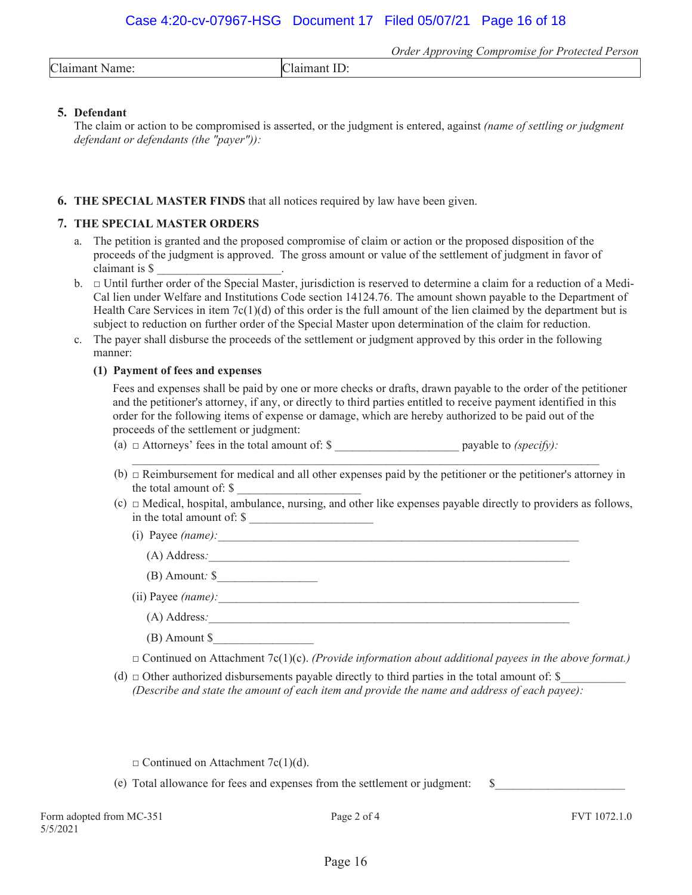*Order Approving Compromise for Protected Person*

| Claimant Name: | Claimant ID: |
|---|---|

**5. Defendant**

The claim or action to be compromised is asserted, or the judgment is entered, against *(name of settling or judgment defendant or defendants (the "payer")):*

**6. THE SPECIAL MASTER FINDS** that all notices required by law have been given.

**7. THE SPECIAL MASTER ORDERS**

a. The petition is granted and the proposed compromise of claim or action or the proposed disposition of the proceeds of the judgment is approved. The gross amount or value of the settlement of judgment in favor of claimant is $ ____________________.

b. □ Until further order of the Special Master, jurisdiction is reserved to determine a claim for a reduction of a Medi-Cal lien under Welfare and Institutions Code section 14124.76. The amount shown payable to the Department of Health Care Services in item 7c(1)(d) of this order is the full amount of the lien claimed by the department but is subject to reduction on further order of the Special Master upon determination of the claim for reduction.

c. The payer shall disburse the proceeds of the settlement or judgment approved by this order in the following manner:

**(1) Payment of fees and expenses**

Fees and expenses shall be paid by one or more checks or drafts, drawn payable to the order of the petitioner and the petitioner's attorney, if any, or directly to third parties entitled to receive payment identified in this order for the following items of expense or damage, which are hereby authorized to be paid out of the proceeds of the settlement or judgment:

(a) □ Attorneys' fees in the total amount of: $ ____________________ payable to *(specify):*
________________________________________________________________________________

(b) □ Reimbursement for medical and all other expenses paid by the petitioner or the petitioner's attorney in the total amount of: $ ____________________

(c) □ Medical, hospital, ambulance, nursing, and other like expenses payable directly to providers as follows, in the total amount of: $ ____________________

(i) Payee *(name):*______________________________________________________________

(A) Address*:*______________________________________________________________

(B) Amount*:* $________________

(ii) Payee *(name):*______________________________________________________________

(A) Address*:*______________________________________________________________

(B) Amount $________________

□ Continued on Attachment 7c(1)(c). *(Provide information about additional payees in the above format.)*

(d) □ Other authorized disbursements payable directly to third parties in the total amount of: $__________
*(Describe and state the amount of each item and provide the name and address of each payee):*

□ Continued on Attachment 7c(1)(d).

(e) Total allowance for fees and expenses from the settlement or judgment: $____________________

Form adopted from MC-351
5/5/2021

Page 2 of 4

FVT 1072.1.0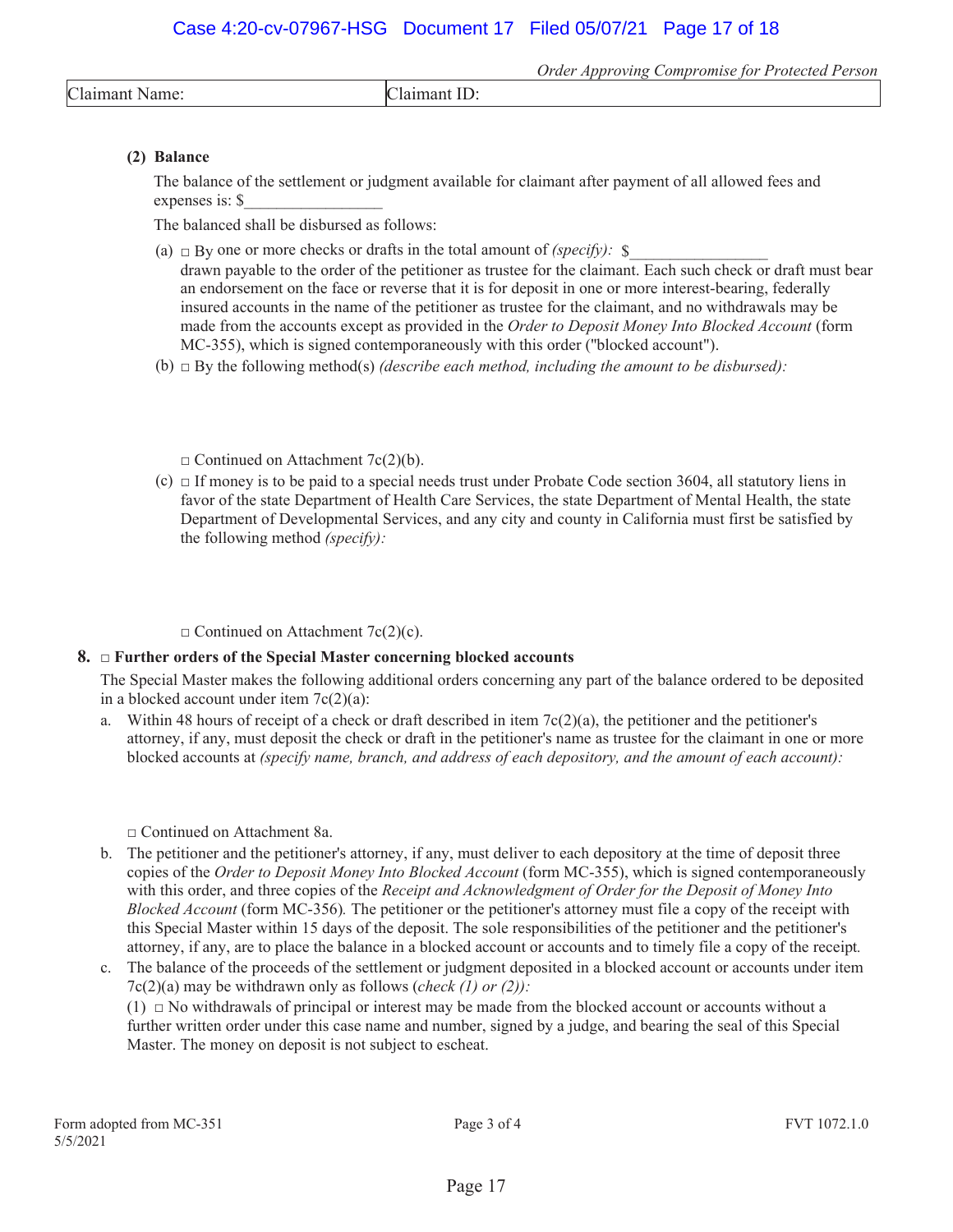*Order Approving Compromise for Protected Person*

| Claimant Name: | Claimant ID: |
|---|---|

**(2) Balance**

The balance of the settlement or judgment available for claimant after payment of all allowed fees and expenses is: $_________________

The balanced shall be disbursed as follows:

(a) □ By one or more checks or drafts in the total amount of *(specify):* $_________________ drawn payable to the order of the petitioner as trustee for the claimant. Each such check or draft must bear an endorsement on the face or reverse that it is for deposit in one or more interest-bearing, federally insured accounts in the name of the petitioner as trustee for the claimant, and no withdrawals may be made from the accounts except as provided in the *Order to Deposit Money Into Blocked Account* (form MC-355), which is signed contemporaneously with this order ("blocked account").

(b) □ By the following method(s) *(describe each method, including the amount to be disbursed):*

□ Continued on Attachment 7c(2)(b).

(c) □ If money is to be paid to a special needs trust under Probate Code section 3604, all statutory liens in favor of the state Department of Health Care Services, the state Department of Mental Health, the state Department of Developmental Services, and any city and county in California must first be satisfied by the following method *(specify):*

□ Continued on Attachment 7c(2)(c).

**8. □ Further orders of the Special Master concerning blocked accounts**

The Special Master makes the following additional orders concerning any part of the balance ordered to be deposited in a blocked account under item 7c(2)(a):

a. Within 48 hours of receipt of a check or draft described in item 7c(2)(a), the petitioner and the petitioner's attorney, if any, must deposit the check or draft in the petitioner's name as trustee for the claimant in one or more blocked accounts at *(specify name, branch, and address of each depository, and the amount of each account):*

□ Continued on Attachment 8a.

b. The petitioner and the petitioner's attorney, if any, must deliver to each depository at the time of deposit three copies of the *Order to Deposit Money Into Blocked Account* (form MC-355), which is signed contemporaneously with this order, and three copies of the *Receipt and Acknowledgment of Order for the Deposit of Money Into Blocked Account* (form MC-356). The petitioner or the petitioner's attorney must file a copy of the receipt with this Special Master within 15 days of the deposit. The sole responsibilities of the petitioner and the petitioner's attorney, if any, are to place the balance in a blocked account or accounts and to timely file a copy of the receipt.

c. The balance of the proceeds of the settlement or judgment deposited in a blocked account or accounts under item 7c(2)(a) may be withdrawn only as follows (*check (1) or (2)):*

(1) □ No withdrawals of principal or interest may be made from the blocked account or accounts without a further written order under this case name and number, signed by a judge, and bearing the seal of this Special Master. The money on deposit is not subject to escheat.

Form adopted from MC-351
5/5/2021

FVT 1072.1.0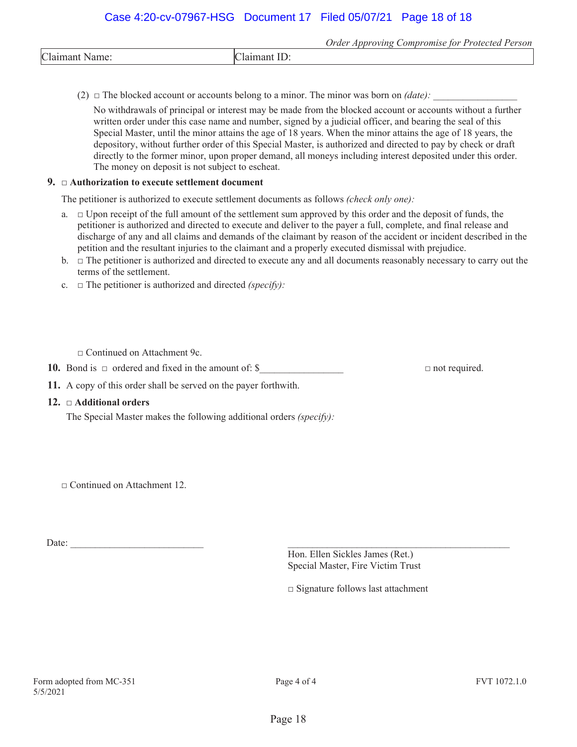*Order Approving Compromise for Protected Person*

| Claimant Name: | Claimant ID: |
|---|---|

(2) □ The blocked account or accounts belong to a minor. The minor was born on *(date):* \_\_\_\_\_\_\_\_\_\_\_\_\_\_\_\_

No withdrawals of principal or interest may be made from the blocked account or accounts without a further written order under this case name and number, signed by a judicial officer, and bearing the seal of this Special Master, until the minor attains the age of 18 years. When the minor attains the age of 18 years, the depository, without further order of this Special Master, is authorized and directed to pay by check or draft directly to the former minor, upon proper demand, all moneys including interest deposited under this order. The money on deposit is not subject to escheat.

**9.** □ **Authorization to execute settlement document**

The petitioner is authorized to execute settlement documents as follows *(check only one):*

a. □ Upon receipt of the full amount of the settlement sum approved by this order and the deposit of funds, the petitioner is authorized and directed to execute and deliver to the payer a full, complete, and final release and discharge of any and all claims and demands of the claimant by reason of the accident or incident described in the petition and the resultant injuries to the claimant and a properly executed dismissal with prejudice.

b. □ The petitioner is authorized and directed to execute any and all documents reasonably necessary to carry out the terms of the settlement.

c. □ The petitioner is authorized and directed *(specify):*

□ Continued on Attachment 9c.

**10.** Bond is □ ordered and fixed in the amount of: $\_\_\_\_\_\_\_\_\_\_\_\_\_\_\_\_ □ not required.

**11.** A copy of this order shall be served on the payer forthwith.

**12.** □ **Additional orders**

The Special Master makes the following additional orders *(specify):*

□ Continued on Attachment 12.

Date: \_\_\_\_\_\_\_\_\_\_\_\_\_\_\_\_\_\_\_\_\_\_\_\_\_\_\_

\_\_\_\_\_\_\_\_\_\_\_\_\_\_\_\_\_\_\_\_\_\_\_\_\_\_\_\_\_\_\_\_\_\_\_\_\_\_\_\_\_\_\_\_
Hon. Ellen Sickles James (Ret.)
Special Master, Fire Victim Trust

□ Signature follows last attachment

Form adopted from MC-351
5/5/2021

FVT 1072.1.0